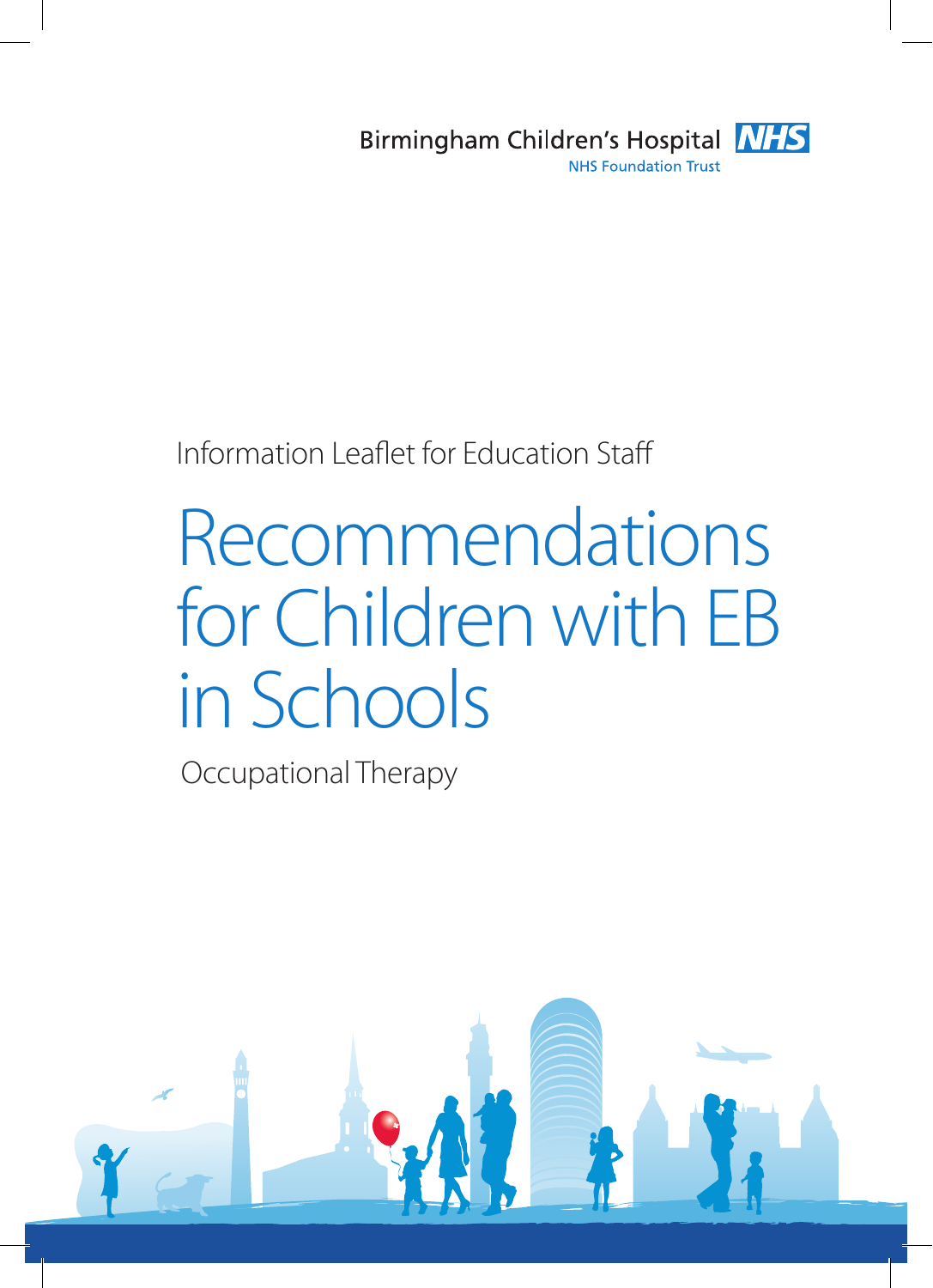Birmingham Children's Hospital NHS

NHS Foundation Trust

Information Leaflet for Education Staff

# Recommendations for Children with EB in Schools

Occupational Therapy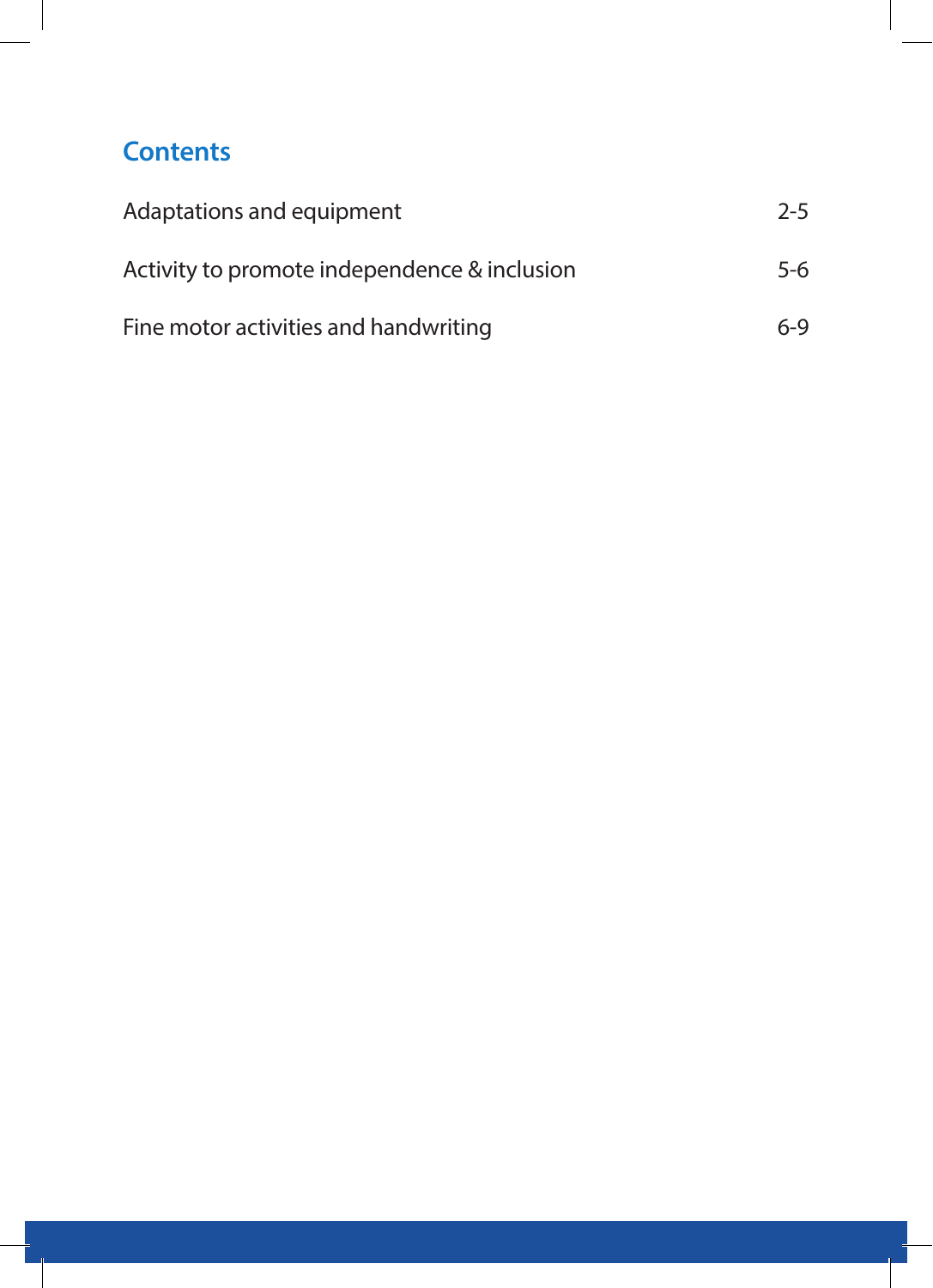## Contents

| | |
|---|---|
| Adaptations and equipment | 2-5 |
| Activity to promote independence & inclusion | 5-6 |
| Fine motor activities and handwriting | 6-9 |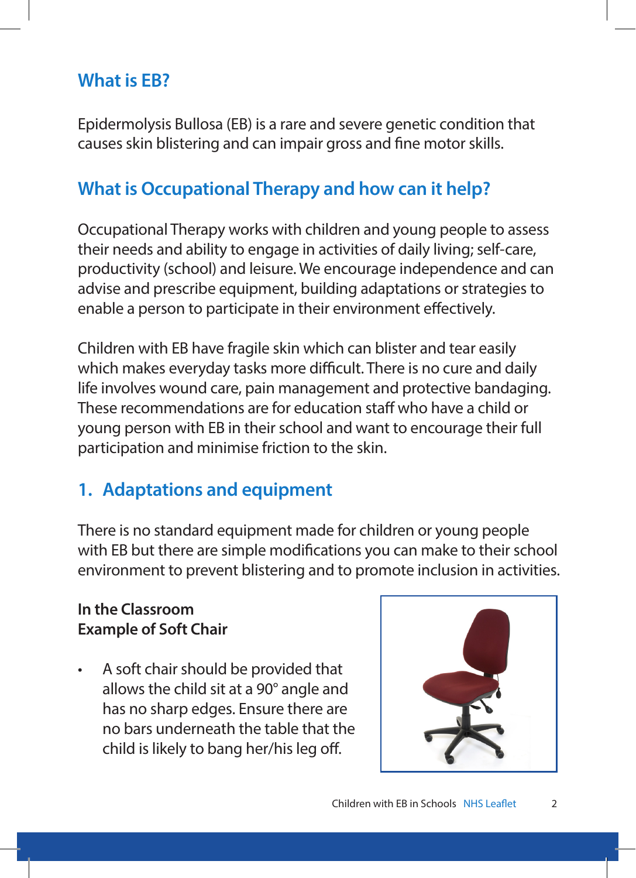## What is EB?

Epidermolysis Bullosa (EB) is a rare and severe genetic condition that causes skin blistering and can impair gross and fine motor skills.

## What is Occupational Therapy and how can it help?

Occupational Therapy works with children and young people to assess their needs and ability to engage in activities of daily living; self-care, productivity (school) and leisure. We encourage independence and can advise and prescribe equipment, building adaptations or strategies to enable a person to participate in their environment effectively.

Children with EB have fragile skin which can blister and tear easily which makes everyday tasks more difficult. There is no cure and daily life involves wound care, pain management and protective bandaging. These recommendations are for education staff who have a child or young person with EB in their school and want to encourage their full participation and minimise friction to the skin.

## 1. Adaptations and equipment

There is no standard equipment made for children or young people with EB but there are simple modifications you can make to their school environment to prevent blistering and to promote inclusion in activities.

**In the Classroom**
**Example of Soft Chair**

- A soft chair should be provided that allows the child sit at a 90° angle and has no sharp edges. Ensure there are no bars underneath the table that the child is likely to bang her/his leg off.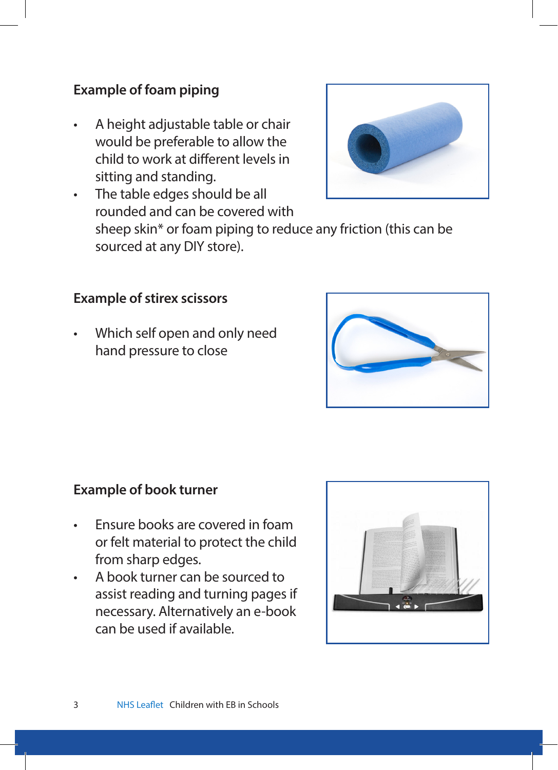### Example of foam piping

- A height adjustable table or chair would be preferable to allow the child to work at different levels in sitting and standing.
- The table edges should be all rounded and can be covered with sheep skin* or foam piping to reduce any friction (this can be sourced at any DIY store).

### Example of stirex scissors

- Which self open and only need hand pressure to close

### Example of book turner

- Ensure books are covered in foam or felt material to protect the child from sharp edges.
- A book turner can be sourced to assist reading and turning pages if necessary. Alternatively an e-book can be used if available.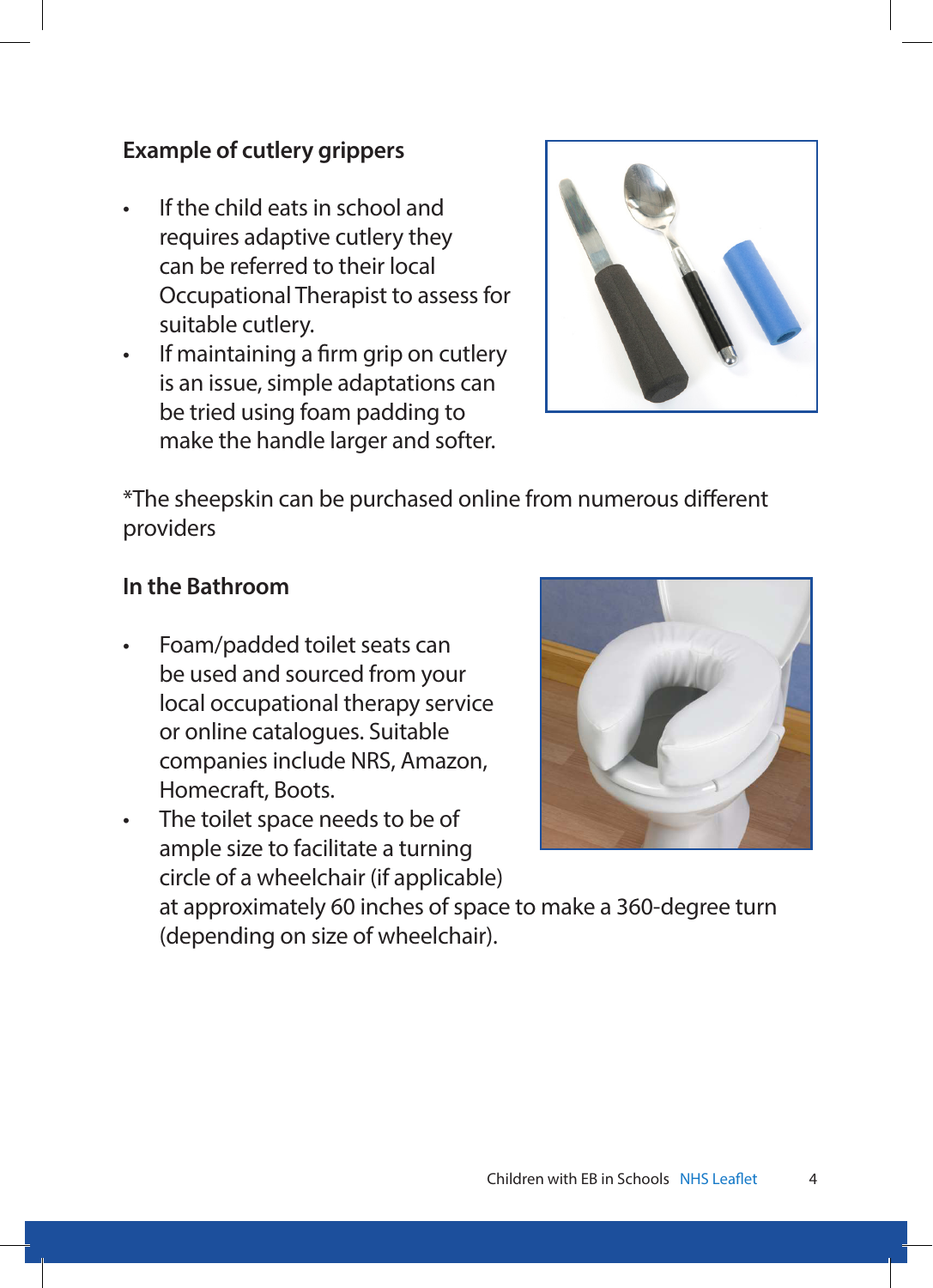**Example of cutlery grippers**

- If the child eats in school and requires adaptive cutlery they can be referred to their local Occupational Therapist to assess for suitable cutlery.
- If maintaining a firm grip on cutlery is an issue, simple adaptations can be tried using foam padding to make the handle larger and softer.

*The sheepskin can be purchased online from numerous different providers

**In the Bathroom**

- Foam/padded toilet seats can be used and sourced from your local occupational therapy service or online catalogues. Suitable companies include NRS, Amazon, Homecraft, Boots.
- The toilet space needs to be of ample size to facilitate a turning circle of a wheelchair (if applicable) at approximately 60 inches of space to make a 360-degree turn (depending on size of wheelchair).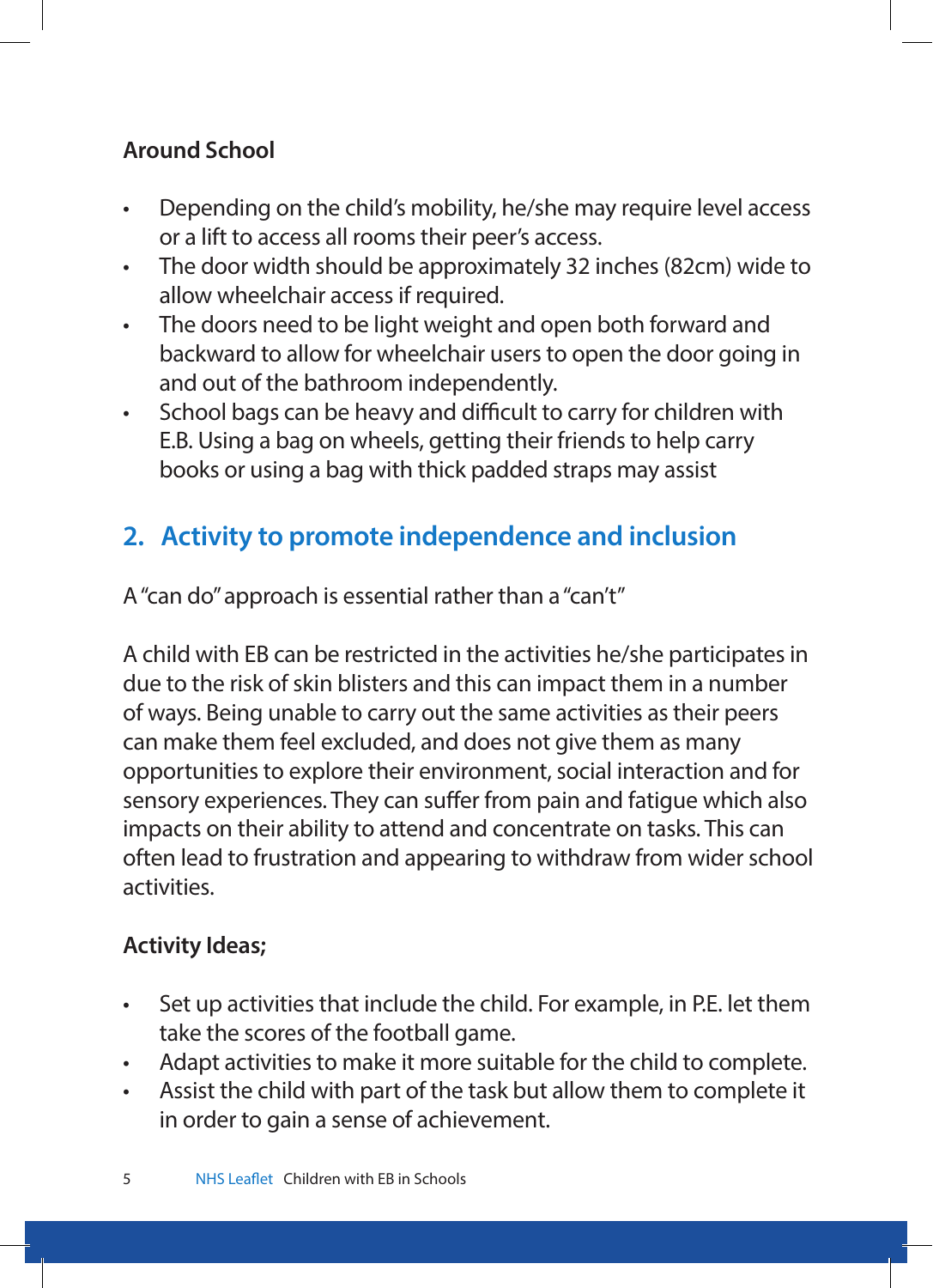**Around School**

- Depending on the child's mobility, he/she may require level access or a lift to access all rooms their peer's access.
- The door width should be approximately 32 inches (82cm) wide to allow wheelchair access if required.
- The doors need to be light weight and open both forward and backward to allow for wheelchair users to open the door going in and out of the bathroom independently.
- School bags can be heavy and difficult to carry for children with E.B. Using a bag on wheels, getting their friends to help carry books or using a bag with thick padded straps may assist

## 2. Activity to promote independence and inclusion

A "can do" approach is essential rather than a "can't"

A child with EB can be restricted in the activities he/she participates in due to the risk of skin blisters and this can impact them in a number of ways. Being unable to carry out the same activities as their peers can make them feel excluded, and does not give them as many opportunities to explore their environment, social interaction and for sensory experiences. They can suffer from pain and fatigue which also impacts on their ability to attend and concentrate on tasks. This can often lead to frustration and appearing to withdraw from wider school activities.

**Activity Ideas;**

- Set up activities that include the child. For example, in P.E. let them take the scores of the football game.
- Adapt activities to make it more suitable for the child to complete.
- Assist the child with part of the task but allow them to complete it in order to gain a sense of achievement.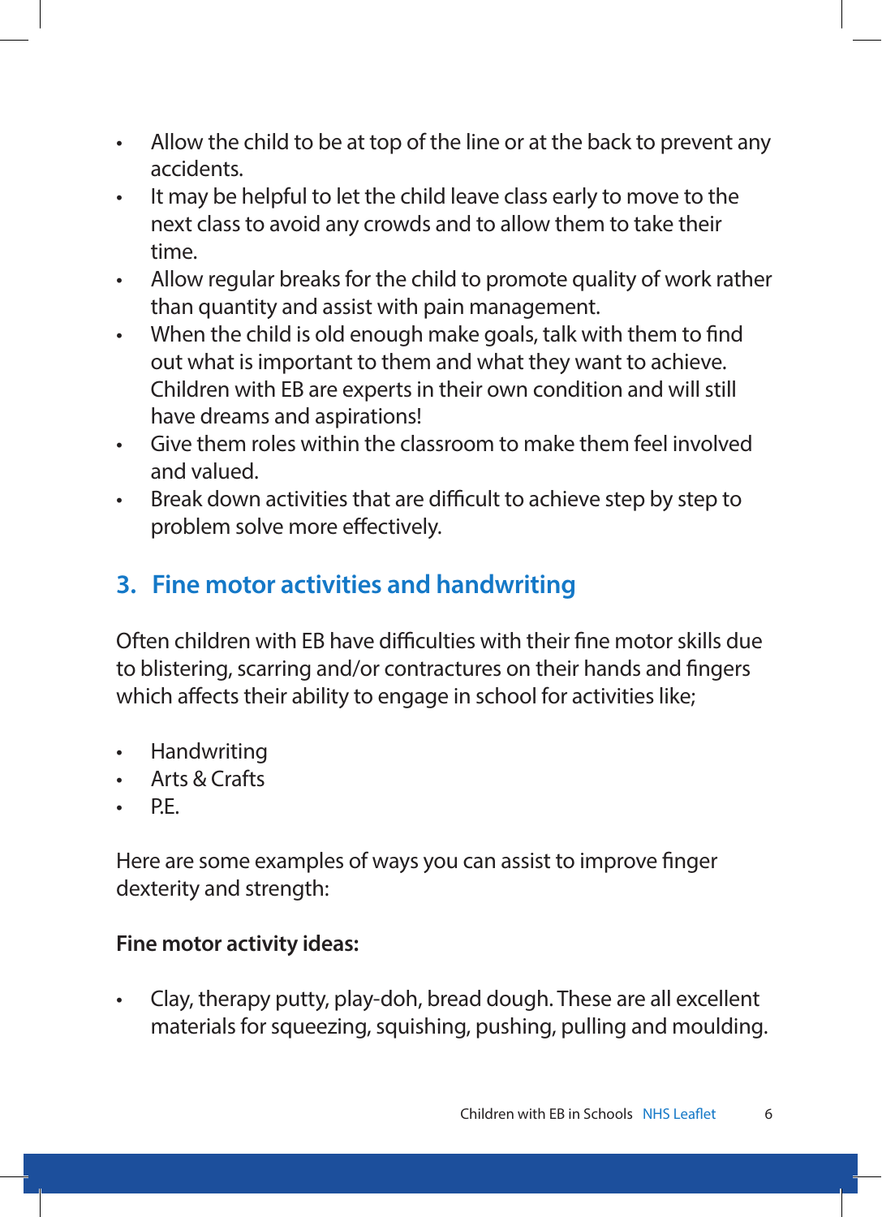- Allow the child to be at top of the line or at the back to prevent any accidents.
- It may be helpful to let the child leave class early to move to the next class to avoid any crowds and to allow them to take their time.
- Allow regular breaks for the child to promote quality of work rather than quantity and assist with pain management.
- When the child is old enough make goals, talk with them to find out what is important to them and what they want to achieve. Children with EB are experts in their own condition and will still have dreams and aspirations!
- Give them roles within the classroom to make them feel involved and valued.
- Break down activities that are difficult to achieve step by step to problem solve more effectively.

## 3. Fine motor activities and handwriting

Often children with EB have difficulties with their fine motor skills due to blistering, scarring and/or contractures on their hands and fingers which affects their ability to engage in school for activities like;

- Handwriting
- Arts & Crafts
- P.E.

Here are some examples of ways you can assist to improve finger dexterity and strength:

**Fine motor activity ideas:**

- Clay, therapy putty, play-doh, bread dough. These are all excellent materials for squeezing, squishing, pushing, pulling and moulding.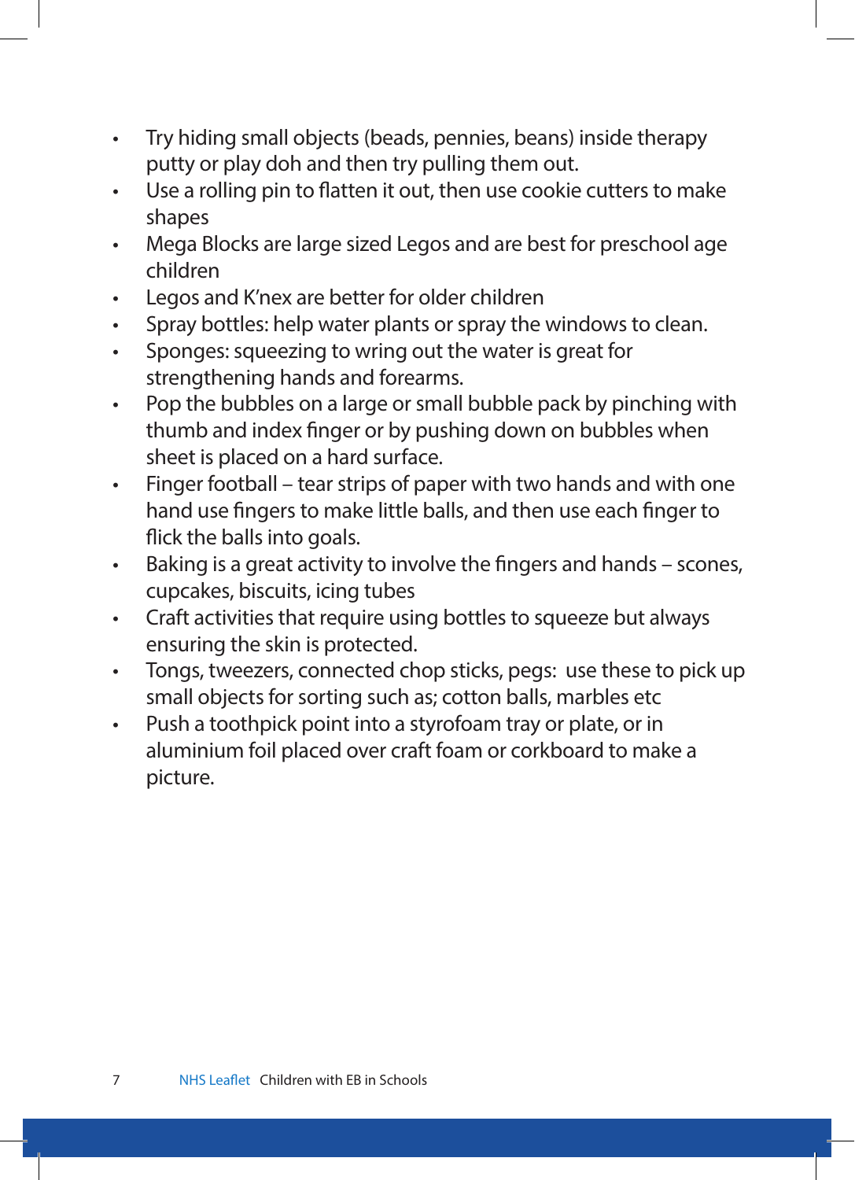- Try hiding small objects (beads, pennies, beans) inside therapy putty or play doh and then try pulling them out.
- Use a rolling pin to flatten it out, then use cookie cutters to make shapes
- Mega Blocks are large sized Legos and are best for preschool age children
- Legos and K'nex are better for older children
- Spray bottles: help water plants or spray the windows to clean.
- Sponges: squeezing to wring out the water is great for strengthening hands and forearms.
- Pop the bubbles on a large or small bubble pack by pinching with thumb and index finger or by pushing down on bubbles when sheet is placed on a hard surface.
- Finger football – tear strips of paper with two hands and with one hand use fingers to make little balls, and then use each finger to flick the balls into goals.
- Baking is a great activity to involve the fingers and hands – scones, cupcakes, biscuits, icing tubes
- Craft activities that require using bottles to squeeze but always ensuring the skin is protected.
- Tongs, tweezers, connected chop sticks, pegs:  use these to pick up small objects for sorting such as; cotton balls, marbles etc
- Push a toothpick point into a styrofoam tray or plate, or in aluminium foil placed over craft foam or corkboard to make a picture.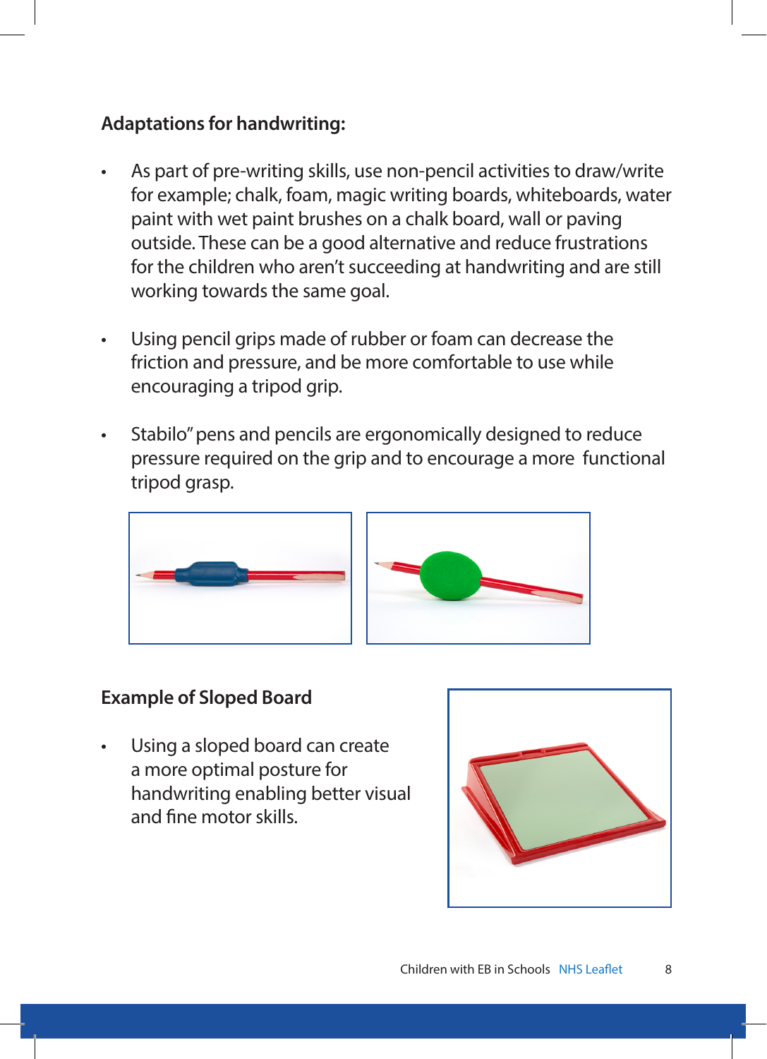**Adaptations for handwriting:**

- As part of pre-writing skills, use non-pencil activities to draw/write for example; chalk, foam, magic writing boards, whiteboards, water paint with wet paint brushes on a chalk board, wall or paving outside. These can be a good alternative and reduce frustrations for the children who aren't succeeding at handwriting and are still working towards the same goal.

- Using pencil grips made of rubber or foam can decrease the friction and pressure, and be more comfortable to use while encouraging a tripod grip.

- Stabilo" pens and pencils are ergonomically designed to reduce pressure required on the grip and to encourage a more functional tripod grasp.

**Example of Sloped Board**

- Using a sloped board can create a more optimal posture for handwriting enabling better visual and fine motor skills.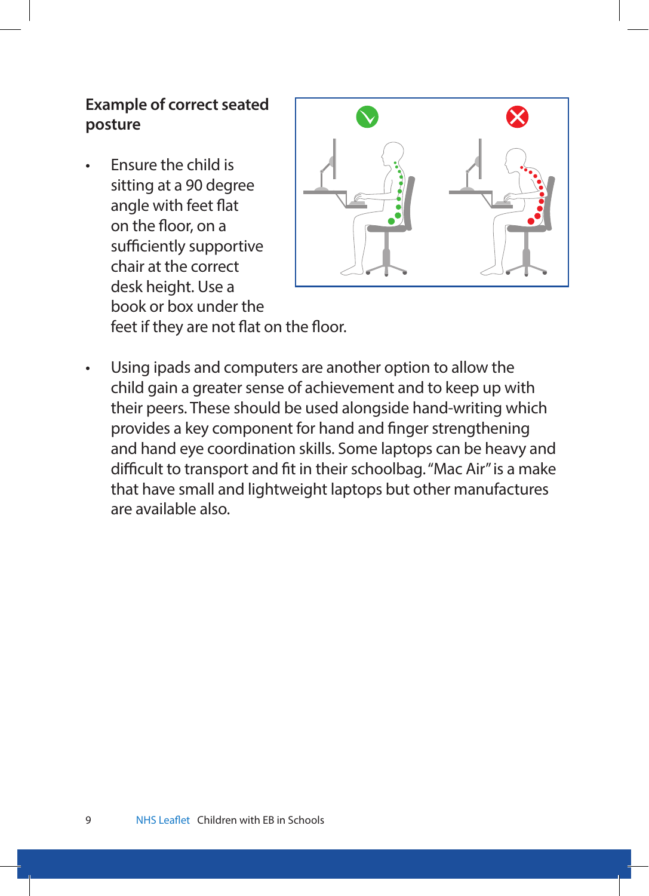### Example of correct seated posture

- Ensure the child is sitting at a 90 degree angle with feet flat on the floor, on a sufficiently supportive chair at the correct desk height. Use a book or box under the feet if they are not flat on the floor.

- Using ipads and computers are another option to allow the child gain a greater sense of achievement and to keep up with their peers. These should be used alongside hand-writing which provides a key component for hand and finger strengthening and hand eye coordination skills. Some laptops can be heavy and difficult to transport and fit in their schoolbag. "Mac Air" is a make that have small and lightweight laptops but other manufactures are available also.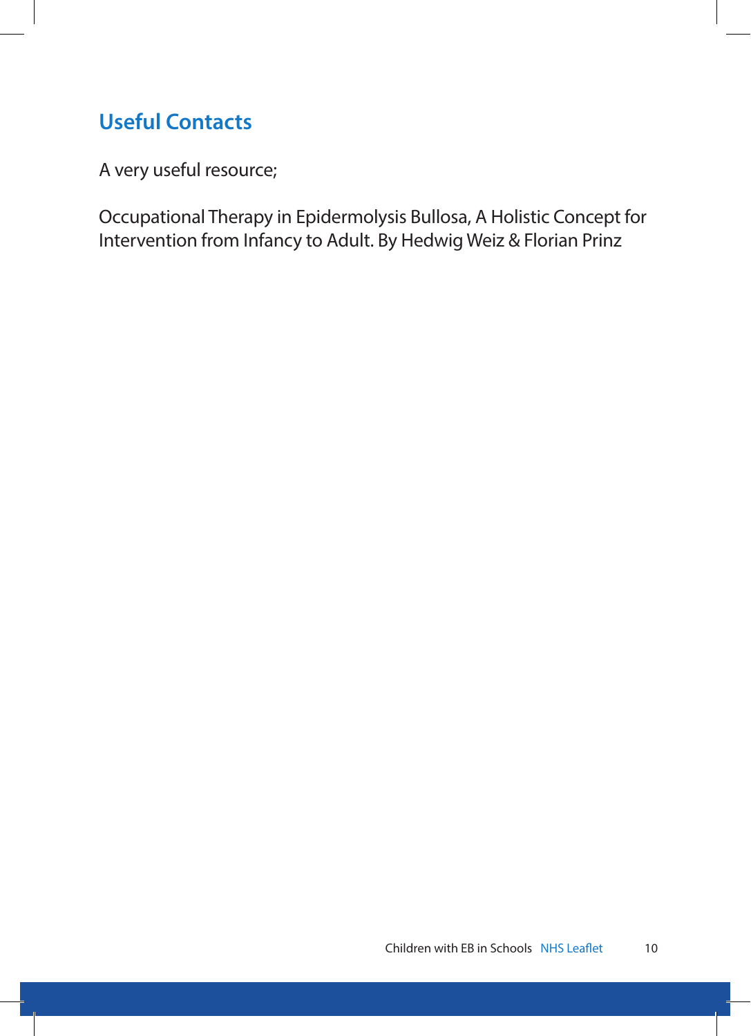## Useful Contacts

A very useful resource;

Occupational Therapy in Epidermolysis Bullosa, A Holistic Concept for Intervention from Infancy to Adult. By Hedwig Weiz & Florian Prinz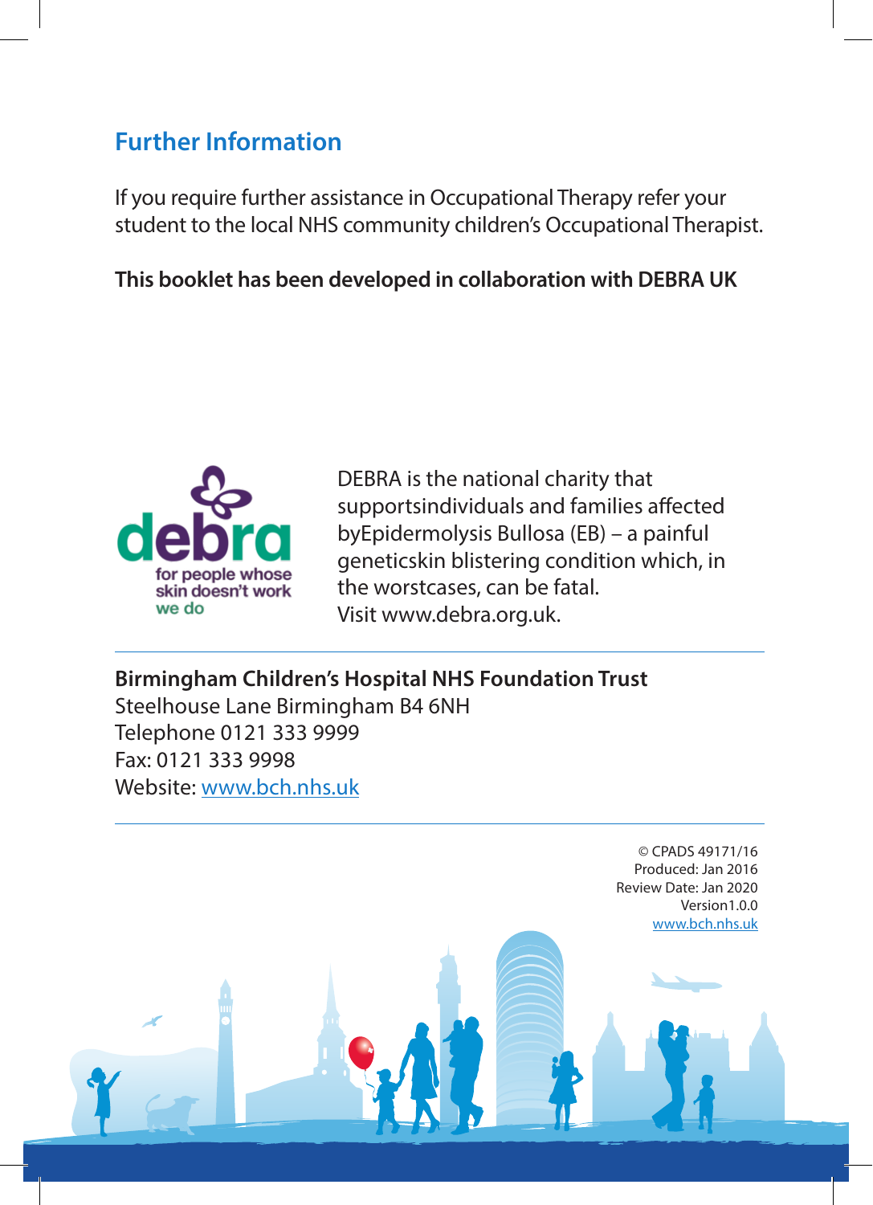## Further Information

If you require further assistance in Occupational Therapy refer your student to the local NHS community children's Occupational Therapist.

**This booklet has been developed in collaboration with DEBRA UK**

debra
for people whose skin doesn't work we do

DEBRA is the national charity that supportsindividuals and families affected byEpidermolysis Bullosa (EB) – a painful geneticskin blistering condition which, in the worstcases, can be fatal.
Visit www.debra.org.uk.

**Birmingham Children's Hospital NHS Foundation Trust**
Steelhouse Lane Birmingham B4 6NH
Telephone 0121 333 9999
Fax: 0121 333 9998
Website: www.bch.nhs.uk

© CPADS 49171/16
Produced: Jan 2016
Review Date: Jan 2020
Version1.0.0
www.bch.nhs.uk